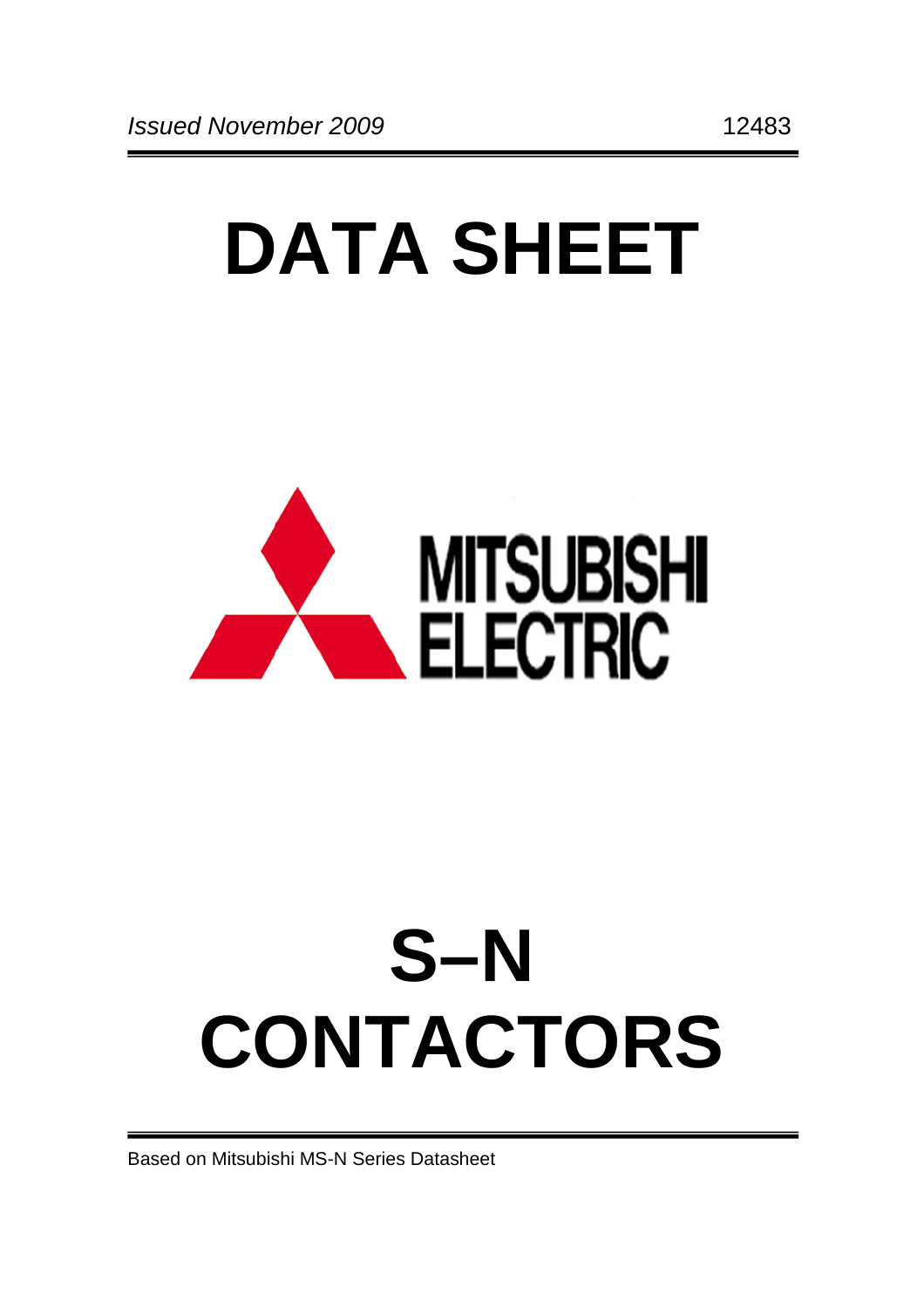*Issued November 2009* 12483

# DATA SHEET

MITSUBISHI ELECTRIC

# S–N CONTACTORS

Based on Mitsubishi MS-N Series Datasheet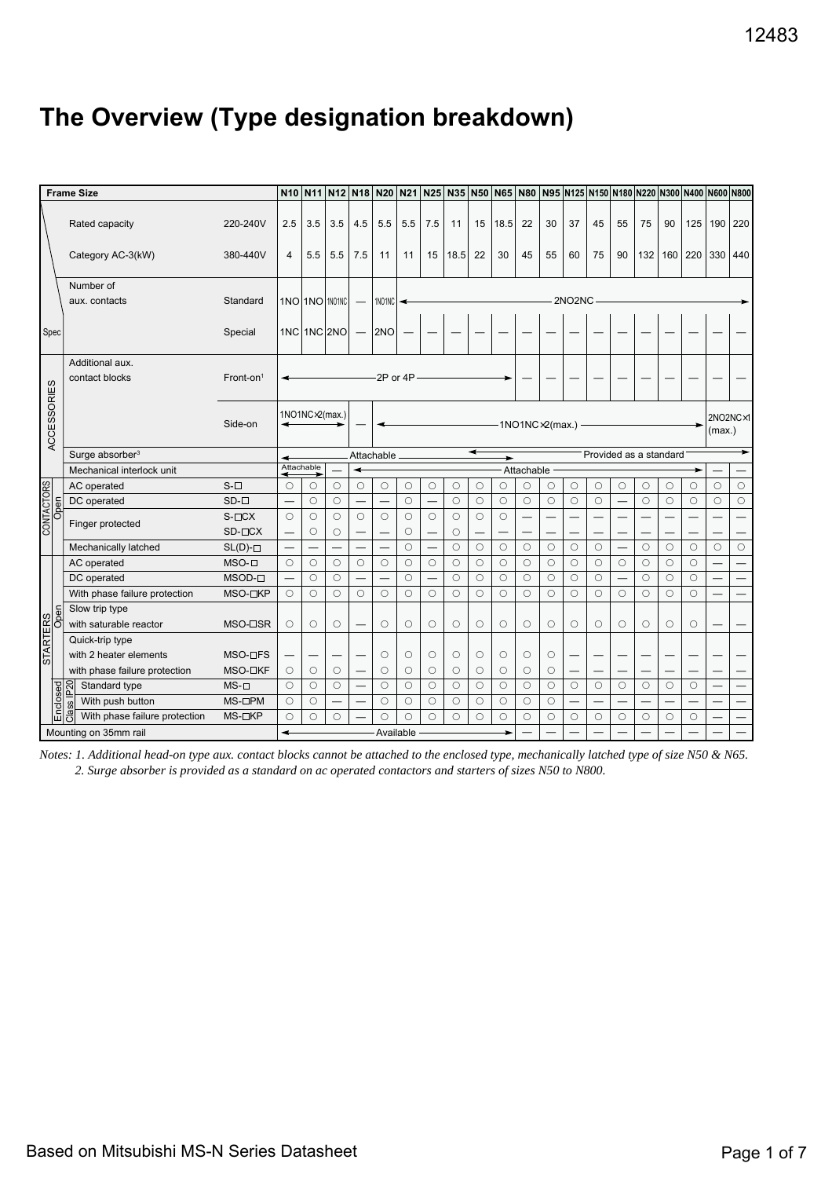# The Overview (Type designation breakdown)

| | Frame Size | | N10 | N11 | N12 | N18 | N20 | N21 | N25 | N35 | N50 | N65 | N80 | N95 | N125 | N150 | N180 | N220 | N300 | N400 | N600 | N800 |
|---|---|---|---|---|---|---|---|---|---|---|---|---|---|---|---|---|---|---|---|---|---|---|
| Spec | Rated capacity Category AC-3(kW) | 220-240V | 2.5 | 3.5 | 3.5 | 4.5 | 5.5 | 5.5 | 7.5 | 11 | 15 | 18.5 | 22 | 30 | 37 | 45 | 55 | 75 | 90 | 125 | 190 | 220 |
| | | 380-440V | 4 | 5.5 | 5.5 | 7.5 | 11 | 11 | 15 | 18.5 | 22 | 30 | 45 | 55 | 60 | 75 | 90 | 132 | 160 | 220 | 330 | 440 |
| | Number of aux. contacts | Standard | 1NO | 1NO | 1NO1NC | — | 1NO1NC | 2NO2NC | 2NO2NC | 2NO2NC | 2NO2NC | 2NO2NC | 2NO2NC | 2NO2NC | 2NO2NC | 2NO2NC | 2NO2NC | 2NO2NC | 2NO2NC | 2NO2NC | 2NO2NC | 2NO2NC |
| | | Special | 1NC | 1NC | 2NO | — | 2NO | — | — | — | — | — | — | — | — | — | — | — | — | — | — | — |
| ACCESSORIES | Additional aux. contact blocks | Front-on[1] | 2P or 4P | 2P or 4P | 2P or 4P | 2P or 4P | 2P or 4P | 2P or 4P | 2P or 4P | 2P or 4P | 2P or 4P | 2P or 4P | — | — | — | — | — | — | — | — | — | — |
| | | Side-on | 1NO1NC×2(max.) | 1NO1NC×2(max.) | 1NO1NC×2(max.) | — | 1NO1NC×2(max.) | 1NO1NC×2(max.) | 1NO1NC×2(max.) | 1NO1NC×2(max.) | 1NO1NC×2(max.) | 1NO1NC×2(max.) | 1NO1NC×2(max.) | 1NO1NC×2(max.) | 1NO1NC×2(max.) | 1NO1NC×2(max.) | 1NO1NC×2(max.) | 1NO1NC×2(max.) | 1NO1NC×2(max.) | 1NO1NC×2(max.) | 2NO2NC×1 (max.) | 2NO2NC×1 (max.) |
| | Surge absorber[3] | | Attachable | Attachable | Attachable | Attachable | Attachable | Attachable | Attachable | Attachable | Attachable / Provided as a standard | Attachable / Provided as a standard | Provided as a standard | Provided as a standard | Provided as a standard | Provided as a standard | Provided as a standard | Provided as a standard | Provided as a standard | Provided as a standard | Provided as a standard | Provided as a standard |
| | Mechanical interlock unit | | Attachable | Attachable | — | Attachable | Attachable | Attachable | Attachable | Attachable | Attachable | Attachable | Attachable | Attachable | Attachable | Attachable | Attachable | Attachable | Attachable | Attachable | — | — |
| CONTACTORS Open | AC operated | S-□ | ○ | ○ | ○ | ○ | ○ | ○ | ○ | ○ | ○ | ○ | ○ | ○ | ○ | ○ | ○ | ○ | ○ | ○ | ○ | ○ |
| | DC operated | SD-□ | — | ○ | ○ | — | — | ○ | — | ○ | ○ | ○ | ○ | ○ | ○ | ○ | — | ○ | ○ | ○ | ○ | ○ |
| | Finger protected | S-□CX | ○ | ○ | ○ | ○ | ○ | ○ | ○ | ○ | ○ | ○ | — | — | — | — | — | — | — | — | — | — |
| | | SD-□CX | — | ○ | ○ | — | — | ○ | — | ○ | — | — | — | — | — | — | — | — | — | — | — | — |
| | Mechanically latched | SL(D)-□ | — | — | — | — | — | ○ | — | ○ | ○ | ○ | ○ | ○ | ○ | ○ | — | ○ | ○ | ○ | ○ | ○ |
| STARTERS Open | AC operated | MSO-□ | ○ | ○ | ○ | ○ | ○ | ○ | ○ | ○ | ○ | ○ | ○ | ○ | ○ | ○ | ○ | ○ | ○ | ○ | — | — |
| | DC operated | MSOD-□ | — | ○ | ○ | — | — | ○ | — | ○ | ○ | ○ | ○ | ○ | ○ | ○ | — | ○ | ○ | ○ | — | — |
| | With phase failure protection | MSO-□KP | ○ | ○ | ○ | ○ | ○ | ○ | ○ | ○ | ○ | ○ | ○ | ○ | ○ | ○ | ○ | ○ | ○ | ○ | — | — |
| | Slow trip type with saturable reactor | MSO-□SR | ○ | ○ | ○ | — | ○ | ○ | ○ | ○ | ○ | ○ | ○ | ○ | ○ | ○ | ○ | ○ | ○ | ○ | — | — |
| | Quick-trip type with 2 heater elements | MSO-□FS | — | — | — | — | ○ | ○ | ○ | ○ | ○ | ○ | ○ | ○ | — | — | — | — | — | — | — | — |
| | Quick-trip type with phase failure protection | MSO-□KF | ○ | ○ | ○ | — | ○ | ○ | ○ | ○ | ○ | ○ | ○ | ○ | — | — | — | — | — | — | — | — |
| STARTERS Enclosed Class IP20 | Standard type | MS-□ | ○ | ○ | ○ | — | ○ | ○ | ○ | ○ | ○ | ○ | ○ | ○ | ○ | ○ | ○ | ○ | ○ | ○ | — | — |
| | With push button | MS-□PM | ○ | ○ | — | — | ○ | ○ | ○ | ○ | ○ | ○ | ○ | ○ | — | — | — | — | — | — | — | — |
| | With phase failure protection | MS-□KP | ○ | ○ | ○ | — | ○ | ○ | ○ | ○ | ○ | ○ | ○ | ○ | ○ | ○ | ○ | ○ | ○ | ○ | — | — |
| Mounting on 35mm rail | | | Available | Available | Available | Available | Available | Available | Available | Available | Available | Available | — | — | — | — | — | — | — | — | — | — |

*Notes: 1. Additional head-on type aux. contact blocks cannot be attached to the enclosed type, mechanically latched type of size N50 & N65.*
*2. Surge absorber is provided as a standard on ac operated contactors and starters of sizes N50 to N800.*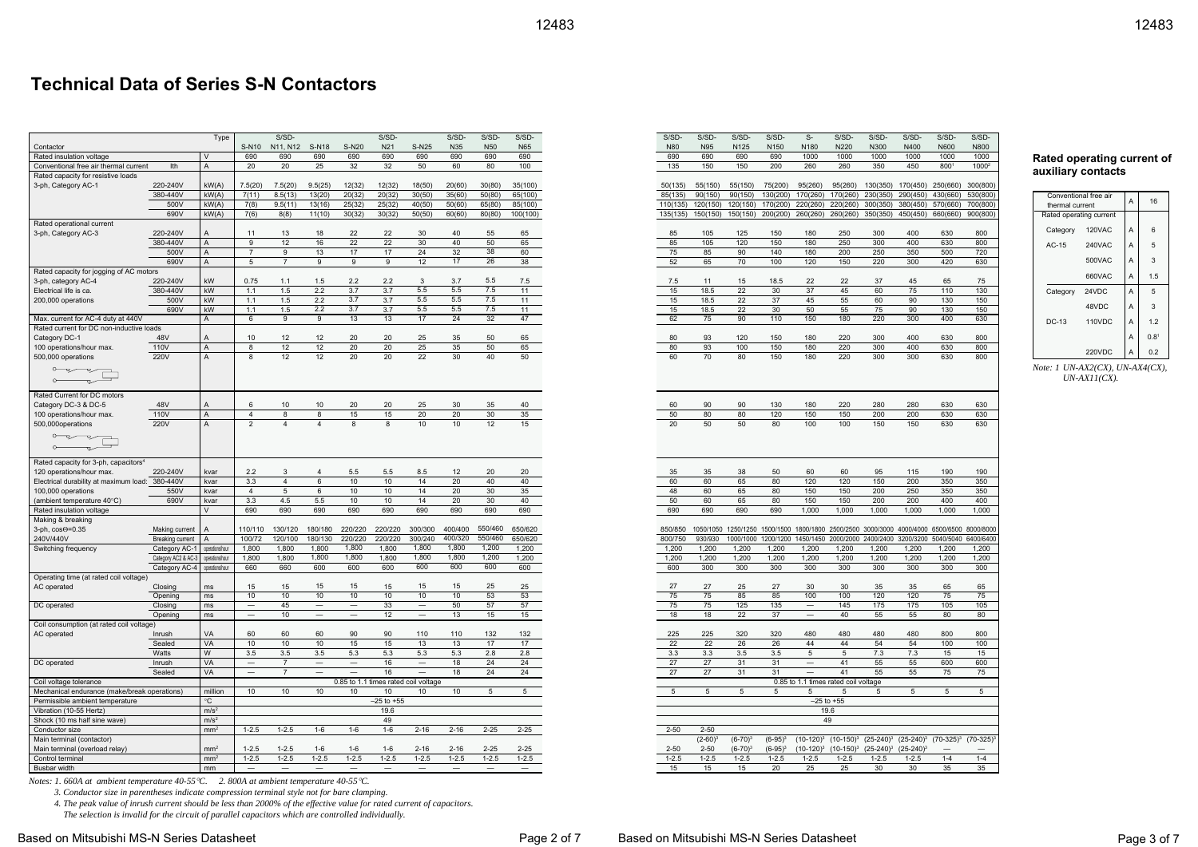# Technical Data of Series S-N Contactors

| Contactor | | Type | S-N10 | S/SD-N11, N12 | S-N18 | S-N20 | S/SD-N21 | S-N25 | S/SD-N35 | S/SD-N50 | S/SD-N65 | S/SD-N80 | S/SD-N95 | S/SD-N125 | S/SD-N150 | S-N180 | S/SD-N220 | S/SD-N300 | S/SD-N400 | S/SD-N600 | S/SD-N800 |
|---|---|---|---|---|---|---|---|---|---|---|---|---|---|---|---|---|---|---|---|---|---|
| Rated insulation voltage | | V | 690 | 690 | 690 | 690 | 690 | 690 | 690 | 690 | 690 | 690 | 690 | 690 | 690 | 1000 | 1000 | 1000 | 1000 | 1000 | 1000 |
| Conventional free air thermal current | Ith | A | 20 | 20 | 25 | 32 | 32 | 50 | 60 | 80 | 100 | 135 | 150 | 150 | 200 | 260 | 260 | 350 | 450 | 800[1] | 1000[2] |
| Rated capacity for resistive loads | | | | | | | | | | | | | | | | | | | | | |
| 3-ph, Category AC-1 | 220-240V | kW(A) | 7.5(20) | 7.5(20) | 9.5(25) | 12(32) | 12(32) | 18(50) | 20(60) | 30(80) | 35(100) | 50(135) | 55(150) | 55(150) | 75(200) | 95(260) | 95(260) | 130(350) | 170(450) | 250(660) | 300(800) |
| | 380-440V | kW(A) | 7(11) | 8.5(13) | 13(20) | 20(32) | 20(32) | 30(50) | 35(60) | 50(80) | 65(100) | 85(135) | 90(150) | 90(150) | 130(200) | 170(260) | 170(260) | 230(350) | 290(450) | 430(660) | 530(800) |
| | 500V | kW(A) | 7(8) | 9.5(11) | 13(16) | 25(32) | 25(32) | 40(50) | 50(60) | 65(80) | 85(100) | 110(135) | 120(150) | 120(150) | 170(200) | 220(260) | 220(260) | 300(350) | 380(450) | 570(660) | 700(800) |
| | 690V | kW(A) | 7(6) | 8(8) | 11(10) | 30(32) | 30(32) | 50(50) | 60(60) | 80(80) | 100(100) | 135(135) | 150(150) | 150(150) | 200(200) | 260(260) | 260(260) | 350(350) | 450(450) | 660(660) | 900(800) |
| Rated operational current | | | | | | | | | | | | | | | | | | | | | |
| 3-ph, Category AC-3 | 220-240V | A | 11 | 13 | 18 | 22 | 22 | 30 | 40 | 55 | 65 | 85 | 105 | 125 | 150 | 180 | 250 | 300 | 400 | 630 | 800 |
| | 380-440V | A | 9 | 12 | 16 | 22 | 22 | 30 | 40 | 50 | 65 | 85 | 105 | 120 | 150 | 180 | 250 | 300 | 400 | 630 | 800 |
| | 500V | A | 7 | 9 | 13 | 17 | 17 | 24 | 32 | 38 | 60 | 75 | 85 | 90 | 140 | 180 | 200 | 250 | 350 | 500 | 720 |
| | 690V | A | 5 | 7 | 9 | 9 | 9 | 12 | 17 | 26 | 38 | 52 | 65 | 70 | 100 | 120 | 150 | 220 | 300 | 420 | 630 |
| Rated capacity for jogging of AC motors | | | | | | | | | | | | | | | | | | | | | |
| 3-ph, category AC-4 | 220-240V | kW | 0.75 | 1.1 | 1.5 | 2.2 | 2.2 | 3 | 3.7 | 5.5 | 7.5 | 7.5 | 11 | 15 | 18.5 | 22 | 22 | 37 | 45 | 65 | 75 |
| Electrical life is ca. | 380-440V | kW | 1.1 | 1.5 | 2.2 | 3.7 | 3.7 | 5.5 | 5.5 | 7.5 | 11 | 15 | 18.5 | 22 | 30 | 37 | 45 | 60 | 75 | 110 | 130 |
| 200,000 operations | 500V | kW | 1.1 | 1.5 | 2.2 | 3.7 | 3.7 | 5.5 | 5.5 | 7.5 | 11 | 15 | 18.5 | 22 | 37 | 45 | 55 | 60 | 90 | 130 | 150 |
| | 690V | kW | 1.1 | 1.5 | 2.2 | 3.7 | 3.7 | 5.5 | 5.5 | 7.5 | 11 | 15 | 18.5 | 22 | 30 | 50 | 55 | 75 | 90 | 130 | 150 |
| Max. current for AC-4 duty at 440V | | A | 6 | 9 | 9 | 13 | 13 | 17 | 24 | 32 | 47 | 62 | 75 | 90 | 110 | 150 | 180 | 220 | 300 | 400 | 630 |
| Rated current for DC non-inductive loads | | | | | | | | | | | | | | | | | | | | | |
| Category DC-1 | 48V | A | 10 | 12 | 12 | 20 | 20 | 25 | 35 | 50 | 65 | 80 | 93 | 120 | 150 | 180 | 220 | 300 | 400 | 630 | 800 |
| 100 operations/hour max. | 110V | A | 8 | 12 | 12 | 20 | 20 | 25 | 35 | 50 | 65 | 80 | 93 | 100 | 150 | 180 | 220 | 300 | 400 | 630 | 800 |
| 500,000 operations | 220V | A | 8 | 12 | 12 | 20 | 20 | 22 | 30 | 40 | 50 | 60 | 70 | 80 | 150 | 180 | 220 | 300 | 300 | 630 | 800 |
| Rated Current for DC motors | | | | | | | | | | | | | | | | | | | | | |
| Category DC-3 & DC-5 | 48V | A | 6 | 10 | 10 | 20 | 20 | 25 | 30 | 35 | 40 | 60 | 90 | 90 | 130 | 180 | 220 | 280 | 280 | 630 | 630 |
| 100 operations/hour max. | 110V | A | 4 | 8 | 8 | 15 | 15 | 20 | 20 | 30 | 35 | 50 | 80 | 80 | 120 | 150 | 150 | 200 | 200 | 630 | 630 |
| 500,000operations | 220V | A | 2 | 4 | 4 | 8 | 8 | 10 | 10 | 12 | 15 | 20 | 50 | 50 | 80 | 100 | 100 | 150 | 150 | 630 | 630 |
| Rated capacity for 3-ph, capacitors[4] | | | | | | | | | | | | | | | | | | | | | |
| 120 operations/hour max. | 220-240V | kvar | 2.2 | 3 | 4 | 5.5 | 5.5 | 8.5 | 12 | 20 | 20 | 35 | 35 | 38 | 50 | 60 | 60 | 95 | 115 | 190 | 190 |
| Electrical durability at maximum load: | 380-440V | kvar | 3.3 | 4 | 6 | 10 | 10 | 14 | 20 | 40 | 40 | 60 | 60 | 65 | 80 | 120 | 120 | 150 | 200 | 350 | 350 |
| 100,000 operations | 550V | kvar | 4 | 5 | 6 | 10 | 10 | 14 | 20 | 30 | 35 | 48 | 60 | 65 | 80 | 150 | 150 | 200 | 250 | 350 | 350 |
| (ambient temperature 40°C) | 690V | kvar | 3.3 | 4.5 | 5.5 | 10 | 10 | 14 | 20 | 30 | 40 | 50 | 60 | 65 | 80 | 150 | 150 | 200 | 200 | 400 | 400 |
| Rated insulation voltage | | V | 690 | 690 | 690 | 690 | 690 | 690 | 690 | 690 | 690 | 690 | 690 | 690 | 690 | 1,000 | 1,000 | 1,000 | 1,000 | 1,000 | 1,000 |
| Making & breaking | | | | | | | | | | | | | | | | | | | | | |
| 3-ph, cosΘ=0.35 | Making current | A | 110/110 | 130/120 | 180/180 | 220/220 | 220/220 | 300/300 | 400/400 | 550/460 | 650/620 | 850/850 | 1050/1050 | 1250/1250 | 1500/1500 | 1800/1800 | 2500/2500 | 3000/3000 | 4000/4000 | 6500/6500 | 8000/8000 |
| 240V/440V | Breaking current | A | 100/72 | 120/100 | 180/130 | 220/220 | 220/220 | 300/240 | 400/320 | 550/460 | 650/620 | 800/750 | 930/930 | 1000/1000 | 1200/1200 | 1450/1450 | 2000/2000 | 2400/2400 | 3200/3200 | 5040/5040 | 6400/6400 |
| Switching frequency | Category AC-1 | operations/hour | 1,800 | 1,800 | 1,800 | 1,800 | 1,800 | 1,800 | 1,800 | 1,200 | 1,200 | 1,200 | 1,200 | 1,200 | 1,200 | 1,200 | 1,200 | 1,200 | 1,200 | 1,200 | 1,200 |
| | Category AC2 & AC-3 | operations/hour | 1,800 | 1,800 | 1,800 | 1,800 | 1,800 | 1,800 | 1,800 | 1,200 | 1,200 | 1,200 | 1,200 | 1,200 | 1,200 | 1,200 | 1,200 | 1,200 | 1,200 | 1,200 | 1,200 |
| | Category AC-4 | operations/hour | 660 | 660 | 600 | 600 | 600 | 600 | 600 | 600 | 600 | 600 | 300 | 300 | 300 | 300 | 300 | 300 | 300 | 300 | 300 |
| Operating time (at rated coil voltage) | | | | | | | | | | | | | | | | | | | | | |
| AC operated | Closing | ms | 15 | 15 | 15 | 15 | 15 | 15 | 15 | 25 | 25 | 27 | 27 | 25 | 27 | 30 | 30 | 35 | 35 | 65 | 65 |
| | Opening | ms | 10 | 10 | 10 | 10 | 10 | 10 | 10 | 53 | 53 | 75 | 75 | 85 | 85 | 100 | 100 | 120 | 120 | 75 | 75 |
| DC operated | Closing | ms | — | 45 | — | — | 33 | — | 50 | 57 | 57 | 75 | 75 | 125 | 135 | — | 145 | 175 | 175 | 105 | 105 |
| | Opening | ms | — | 10 | — | — | 12 | — | 13 | 15 | 15 | 18 | 18 | 22 | 37 | — | 40 | 55 | 55 | 80 | 80 |
| Coil consumption (at rated coil voltage) | | | | | | | | | | | | | | | | | | | | | |
| AC operated | Inrush | VA | 60 | 60 | 60 | 90 | 90 | 110 | 110 | 132 | 132 | 225 | 225 | 320 | 320 | 480 | 480 | 480 | 480 | 800 | 800 |
| | Sealed | VA | 10 | 10 | 10 | 15 | 15 | 13 | 13 | 17 | 17 | 22 | 22 | 26 | 26 | 44 | 44 | 54 | 54 | 100 | 100 |
| | Watts | W | 3.5 | 3.5 | 3.5 | 5.3 | 5.3 | 5.3 | 5.3 | 2.8 | 2.8 | 3.3 | 3.3 | 3.5 | 3.5 | 5 | 5 | 7.3 | 7.3 | 15 | 15 |
| DC operated | Inrush | VA | — | 7 | — | — | 16 | — | 18 | 24 | 24 | 27 | 27 | 31 | 31 | — | 41 | 55 | 55 | 600 | 600 |
| | Sealed | VA | — | 7 | — | — | 16 | — | 18 | 24 | 24 | 27 | 27 | 31 | 31 | — | 41 | 55 | 55 | 75 | 75 |
| Coil voltage tolerance | | | 0.85 to 1.1 times rated coil voltage | | | | | | | | | 0.85 to 1.1 times rated coil voltage | | | | | | | | | |
| Mechanical endurance (make/break operations) | | million | 10 | 10 | 10 | 10 | 10 | 10 | 10 | 5 | 5 | 5 | 5 | 5 | 5 | 5 | 5 | 5 | 5 | 5 | 5 |
| Permissible ambient temperature | | °C | –25 to +55 | | | | | | | | | –25 to +55 | | | | | | | | | |
| Vibration (10-55 Hertz) | | $m/s^2$ | 19.6 | | | | | | | | | 19.6 | | | | | | | | | |
| Shock (10 ms half sine wave) | | $m/s^2$ | 49 | | | | | | | | | 49 | | | | | | | | | |
| Conductor size | | $mm^2$ | 1-2.5 | 1-2.5 | 1-6 | 1-6 | 1-6 | 2-16 | 2-16 | 2-25 | 2-25 | 2-50 | 2-50 | | | | | | | | |
| Main terminal (contactor) | | | | | | | | | | | | | (2-60)[3] | (6-70)[3] | (6-95)[3] | (10-120)[3] | (10-150)[3] | (25-240)[3] | (25-240)[3] | (70-325)[3] | (70-325)[3] |
| Main terminal (overload relay) | | $mm^2$ | 1-2.5 | 1-2.5 | 1-6 | 1-6 | 1-6 | 2-16 | 2-16 | 2-25 | 2-25 | 2-50 | 2-50 | (6-70)[3] | (6-95)[3] | (10-120)[3] | (10-150)[3] | (25-240)[3] | (25-240)[3] | — | — |
| Control terminal | | $mm^2$ | 1-2.5 | 1-2.5 | 1-2.5 | 1-2.5 | 1-2.5 | 1-2.5 | 1-2.5 | 1-2.5 | 1-2.5 | 1-2.5 | 1-2.5 | 1-2.5 | 1-2.5 | 1-2.5 | 1-2.5 | 1-2.5 | 1-2.5 | 1-4 | 1-4 |
| Busbar width | | mm | — | — | — | — | — | — | — | — | — | 15 | 15 | 15 | 20 | 25 | 25 | 30 | 30 | 35 | 35 |

*Notes: 1. 660A at ambient temperature 40-55°C. 2. 800A at ambient temperature 40-55°C.*

*3. Conductor size in parentheses indicate compression terminal style not for bare clamping.*

*4. The peak value of inrush current should be less than 2000% of the effective value for rated current of capacitors.*
*The selection is invalid for the circuit of parallel capacitors which are controlled individually.*

## Rated operating current of auxiliary contacts

| Conventional free air thermal current | | A | 16 |
|---|---|---|---|
| Rated operating current | | | |
| Category | 120VAC | A | 6 |
| AC-15 | 240VAC | A | 5 |
| | 500VAC | A | 3 |
| | 660VAC | A | 1.5 |
| Category | 24VDC | A | 5 |
| | 48VDC | A | 3 |
| DC-13 | 110VDC | A | 1.2 |
| | | A | 0.8[1] |
| | 220VDC | A | 0.2 |

*Note: 1 UN-AX2(CX), UN-AX4(CX), UN-AX11(CX).*

Based on Mitsubishi MS-N Series Datasheet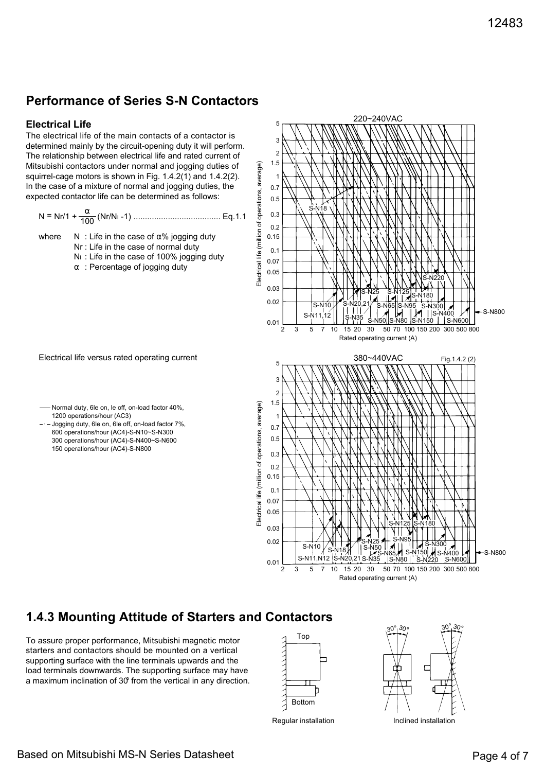## Performance of Series S-N Contactors

### Electrical Life

The electrical life of the main contacts of a contactor is determined mainly by the circuit-opening duty it will perform. The relationship between electrical life and rated current of Mitsubishi contactors under normal and jogging duties of squirrel-cage motors is shown in Fig. 1.4.2(1) and 1.4.2(2). In the case of a mixture of normal and jogging duties, the expected contactor life can be determined as follows:

$$N = Nr/1 + \frac{\alpha}{100}(Nr/N_I - 1) \quad \text{..................................... Eq.1.1}$$

where
- $N$ : Life in the case of $\alpha$% jogging duty
- $Nr$ : Life in the case of normal duty
- $N_I$ : Life in the case of 100% jogging duty
- $\alpha$ : Percentage of jogging duty

220~240VAC

Electrical life versus rated operating current

380~440VAC

Fig.1.4.2 (2)

— Normal duty, 6le on, le off, on-load factor 40%, 1200 operations/hour (AC3)

–·– Jogging duty, 6le on, 6le off, on-load factor 7%, 600 operations/hour (AC4)-S-N10~S-N300, 300 operations/hour (AC4)-S-N400~S-N600, 150 operations/hour (AC4)-S-N800

## 1.4.3 Mounting Attitude of Starters and Contactors

To assure proper performance, Mitsubishi magnetic motor starters and contactors should be mounted on a vertical supporting surface with the line terminals upwards and the load terminals downwards. The supporting surface may have a maximum inclination of 30˚ from the vertical in any direction.

Regular installation

Inclined installation

Based on Mitsubishi MS-N Series Datasheet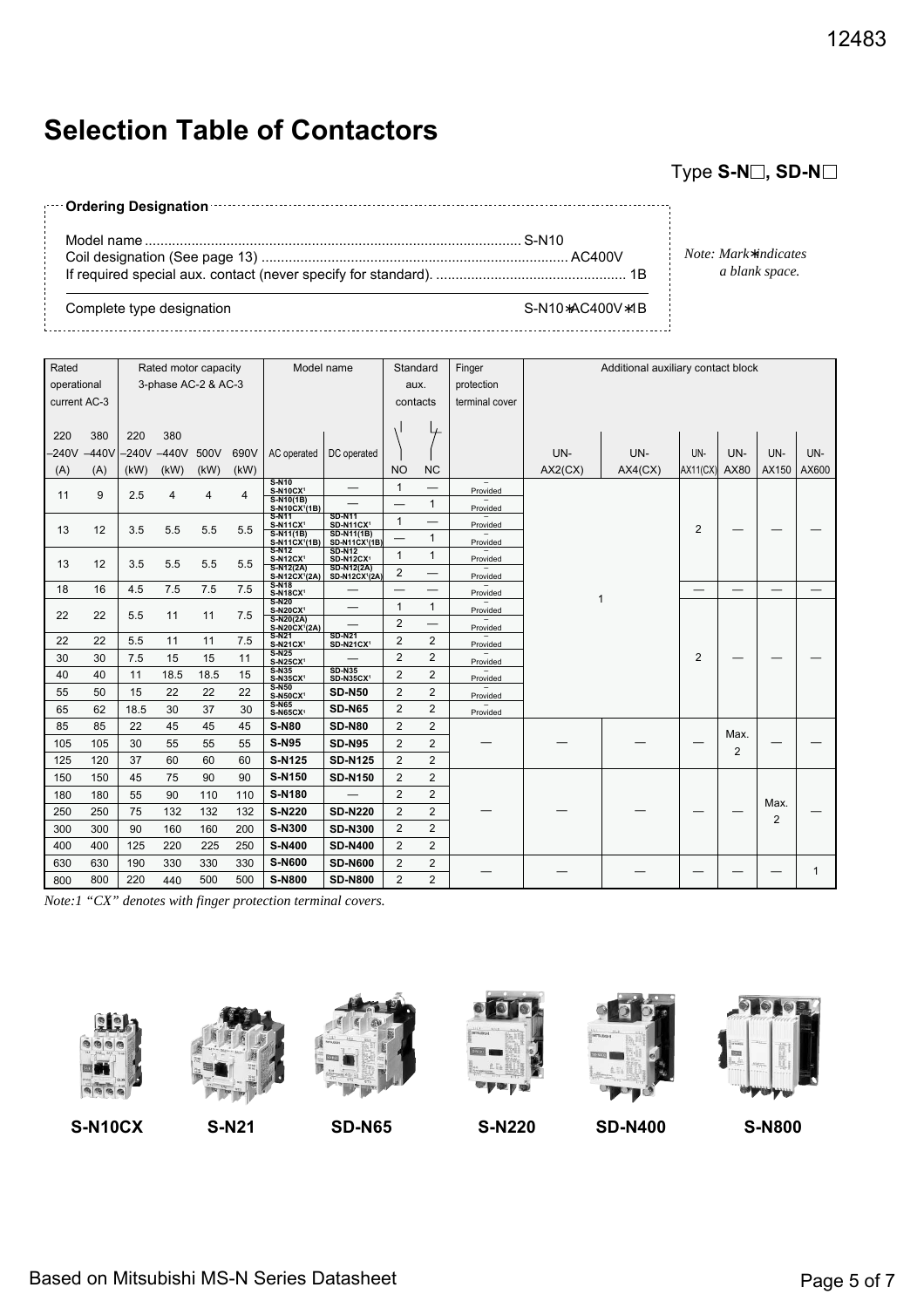# Selection Table of Contactors

Type **S-N□, SD-N□**

**Ordering Designation**

| | |
|---|---|
| Model name | S-N10 |
| Coil designation (See page 13) | AC400V |
| If required special aux. contact (never specify for standard). | 1B |
| Complete type designation | S-N10∗AC400V∗1B |

*Note: Mark∗indicates a blank space.*

| Rated operational current AC-3 | | Rated motor capacity 3-phase AC-2 & AC-3 | | | | Model name | | Standard aux. contacts | | Finger protection terminal cover | Additional auxiliary contact block | | | | | |
|---|---|---|---|---|---|---|---|---|---|---|---|---|---|---|---|---|
| 220 –240V (A) | 380 –440V (A) | 220 –240V (kW) | 380 –440V (kW) | 500V (kW) | 690V (kW) | AC operated | DC operated | NO | NC | | UN-AX2(CX) | UN-AX4(CX) | UN-AX11(CX) | UN-AX80 | UN-AX150 | UN-AX600 |
| 11 | 9 | 2.5 | 4 | 4 | 4 | S-N10 / S-N10CX[1] | — | 1 | — | – / Provided | 1 | | 2 | — | — | — |
| | | | | | | S-N10(1B) / S-N10CX[1](1B) | — | — | 1 | – / Provided | | | | | | |
| 13 | 12 | 3.5 | 5.5 | 5.5 | 5.5 | S-N11 / S-N11CX[1] | SD-N11 / SD-N11CX[1] | 1 | — | – / Provided | | | | | | |
| | | | | | | S-N11(1B) / S-N11CX[1](1B) | SD-N11(1B) / SD-N11CX[1](1B) | — | 1 | – / Provided | | | | | | |
| 13 | 12 | 3.5 | 5.5 | 5.5 | 5.5 | S-N12 / S-N12CX[1] | SD-N12 / SD-N12CX[1] | 1 | 1 | – / Provided | | | | | | |
| | | | | | | S-N12(2A) / S-N12CX[1](2A) | SD-N12(2A) / SD-N12CX[1](2A) | 2 | — | – / Provided | | | | | | |
| 18 | 16 | 4.5 | 7.5 | 7.5 | 7.5 | S-N18 / S-N18CX[1] | — | — | — | – / Provided | | | — | — | — | — |
| 22 | 22 | 5.5 | 11 | 11 | 7.5 | S-N20 / S-N20CX[1] | — | 1 | 1 | – / Provided | | | 2 | — | — | — |
| | | | | | | S-N20(2A) / S-N20CX[1](2A) | — | 2 | — | – / Provided | | | | | | |
| 22 | 22 | 5.5 | 11 | 11 | 7.5 | S-N21 / S-N21CX[1] | SD-N21 / SD-N21CX[1] | 2 | 2 | – / Provided | | | | | | |
| 30 | 30 | 7.5 | 15 | 15 | 11 | S-N25 / S-N25CX[1] | — | 2 | 2 | – / Provided | | | | | | |
| 40 | 40 | 11 | 18.5 | 18.5 | 15 | S-N35 / S-N35CX[1] | SD-N35 / SD-N35CX[1] | 2 | 2 | – / Provided | | | | | | |
| 55 | 50 | 15 | 22 | 22 | 22 | S-N50 / S-N50CX[1] | **SD-N50** | 2 | 2 | – / Provided | | | | | | |
| 65 | 62 | 18.5 | 30 | 37 | 30 | S-N65 / S-N65CX[1] | **SD-N65** | 2 | 2 | – / Provided | | | | | | |
| 85 | 85 | 22 | 45 | 45 | 45 | **S-N80** | **SD-N80** | 2 | 2 | — | — | — | — | Max. 2 | — | — |
| 105 | 105 | 30 | 55 | 55 | 55 | **S-N95** | **SD-N95** | 2 | 2 | | | | | | | |
| 125 | 120 | 37 | 60 | 60 | 60 | **S-N125** | **SD-N125** | 2 | 2 | | | | | | | |
| 150 | 150 | 45 | 75 | 90 | 90 | **S-N150** | **SD-N150** | 2 | 2 | — | — | — | — | — | Max. 2 | — |
| 180 | 180 | 55 | 90 | 110 | 110 | **S-N180** | — | 2 | 2 | | | | | | | |
| 250 | 250 | 75 | 132 | 132 | 132 | **S-N220** | **SD-N220** | 2 | 2 | | | | | | | |
| 300 | 300 | 90 | 160 | 160 | 200 | **S-N300** | **SD-N300** | 2 | 2 | | | | | | | |
| 400 | 400 | 125 | 220 | 225 | 250 | **S-N400** | **SD-N400** | 2 | 2 | | | | | | | |
| 630 | 630 | 190 | 330 | 330 | 330 | **S-N600** | **SD-N600** | 2 | 2 | — | — | — | — | — | — | 1 |
| 800 | 800 | 220 | 440 | 500 | 500 | **S-N800** | **SD-N800** | 2 | 2 | | | | | | | |

*Note:1 "CX" denotes with finger protection terminal covers.*

**S-N10CX** **S-N21** **SD-N65** **S-N220** **SD-N400** **S-N800**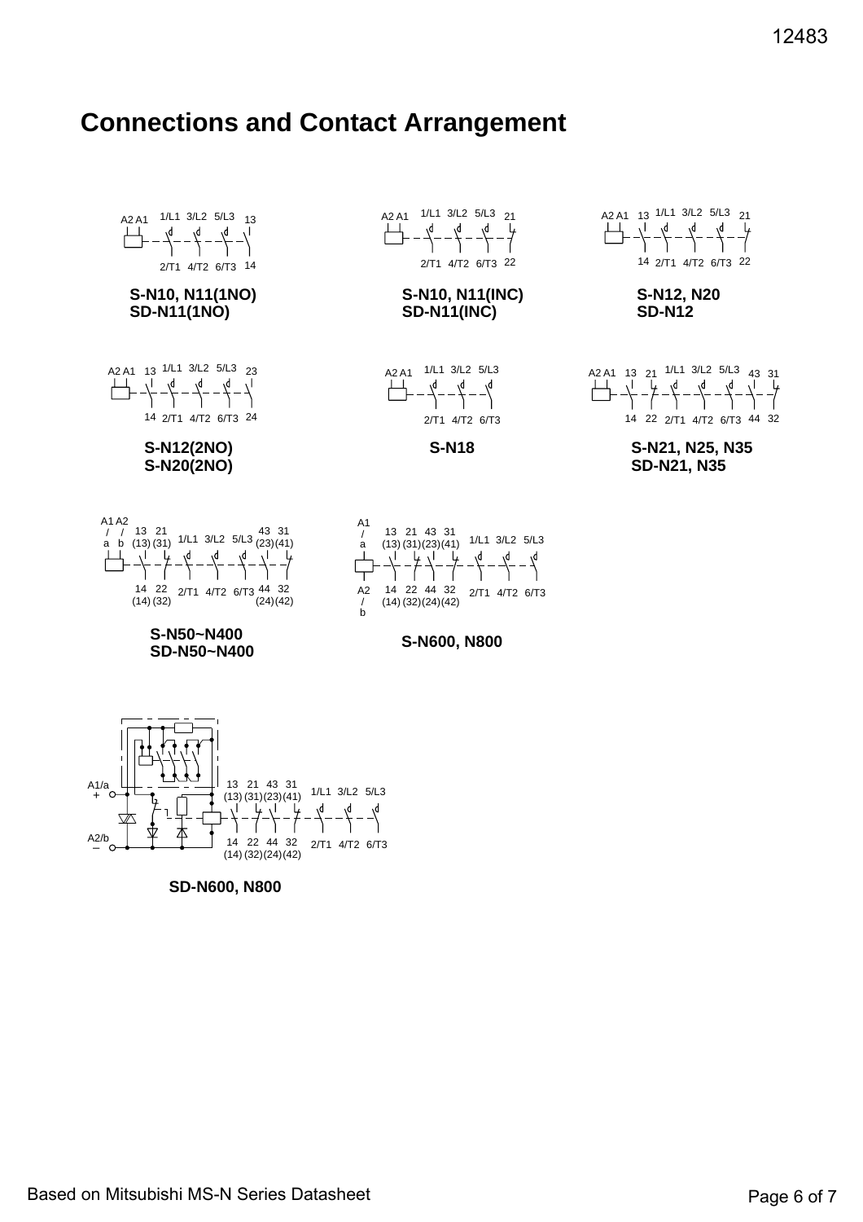# Connections and Contact Arrangement

A2 A1 1/L1 3/L2 5/L3 13
2/T1 4/T2 6/T3 14

**S-N10, N11(1NO)**
**SD-N11(1NO)**

A2 A1 1/L1 3/L2 5/L3 21
2/T1 4/T2 6/T3 22

**S-N10, N11(INC)**
**SD-N11(INC)**

A2 A1 13 1/L1 3/L2 5/L3 21
14 2/T1 4/T2 6/T3 22

**S-N12, N20**
**SD-N12**

A2 A1 13 1/L1 3/L2 5/L3 23
14 2/T1 4/T2 6/T3 24

**S-N12(2NO)**
**S-N20(2NO)**

A2 A1 1/L1 3/L2 5/L3
2/T1 4/T2 6/T3

**S-N18**

A2 A1 13 21 1/L1 3/L2 5/L3 43 31
14 22 2/T1 4/T2 6/T3 44 32

**S-N21, N25, N35**
**SD-N21, N35**

A1/a A2/b 13 21 (13) (31) 1/L1 3/L2 5/L3 43 31 (23) (41)
14 22 (14) (32) 2/T1 4/T2 6/T3 44 32 (24) (42)

**S-N50~N400**
**SD-N50~N400**

A1/a 13 21 43 31 (13) (31) (23) (41) 1/L1 3/L2 5/L3
A2/b 14 22 44 32 (14) (32) (24) (42) 2/T1 4/T2 6/T3

**S-N600, N800**

A1/a + 13 21 43 31 (13) (31) (23) (41) 1/L1 3/L2 5/L3
A2/b − 14 22 44 32 (14) (32) (24) (42) 2/T1 4/T2 6/T3

**SD-N600, N800**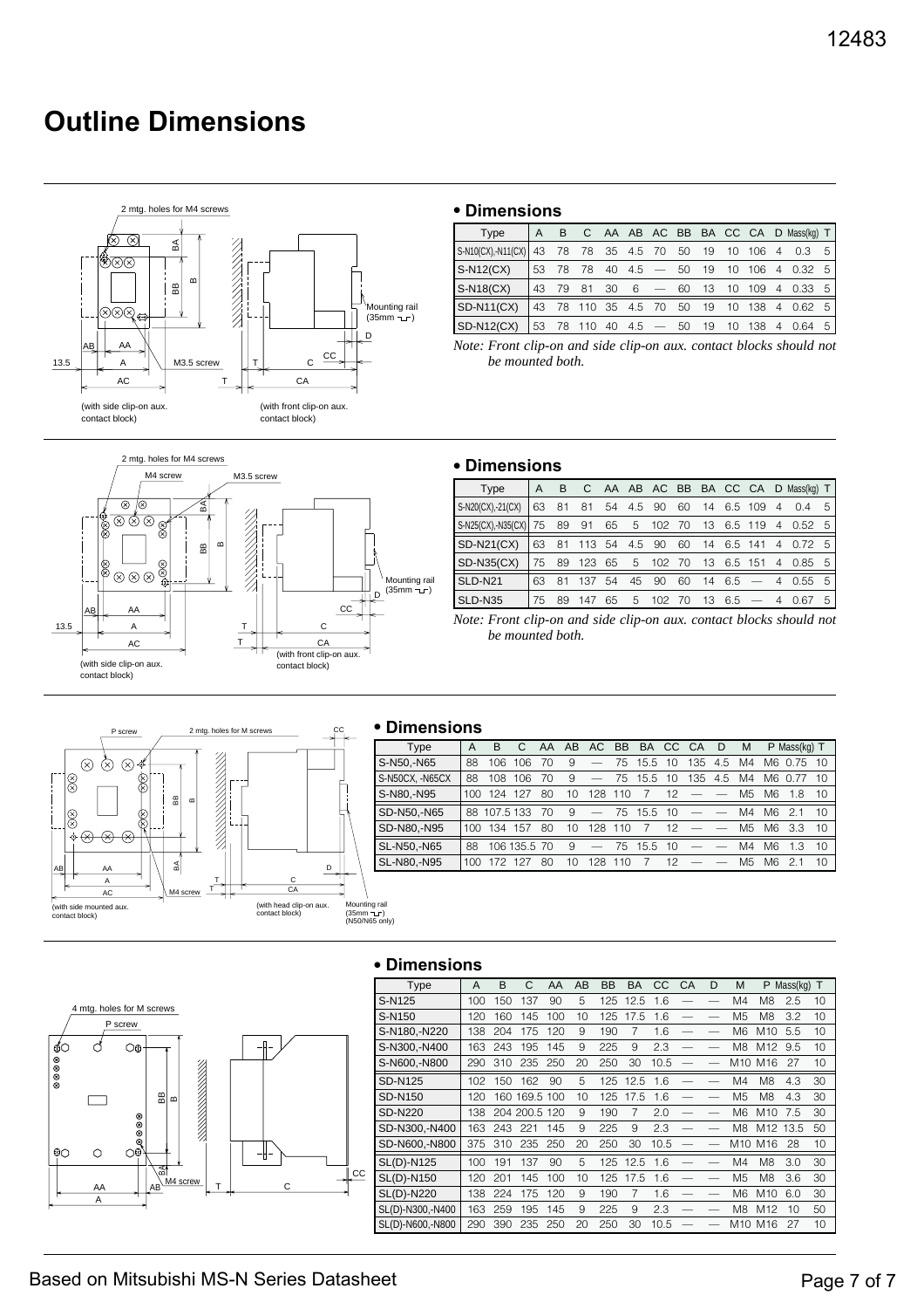# Outline Dimensions

2 mtg. holes for M4 screws

BA
BB
B
AB
AA
13.5
A
M3.5 screw
AC
T
C
CC
CA
D
Mounting rail (35mm)

(with side clip-on aux. contact block)

(with front clip-on aux. contact block)

**• Dimensions**

| Type | A | B | C | AA | AB | AC | BB | BA | CC | CA | D | Mass(kg) | T |
|---|---|---|---|---|---|---|---|---|---|---|---|---|---|
| S-N10(CX),-N11(CX) | 43 | 78 | 78 | 35 | 4.5 | 70 | 50 | 19 | 10 | 106 | 4 | 0.3 | 5 |
| S-N12(CX) | 53 | 78 | 78 | 40 | 4.5 | — | 50 | 19 | 10 | 106 | 4 | 0.32 | 5 |
| S-N18(CX) | 43 | 79 | 81 | 30 | 6 | — | 60 | 13 | 10 | 109 | 4 | 0.33 | 5 |
| SD-N11(CX) | 43 | 78 | 110 | 35 | 4.5 | 70 | 50 | 19 | 10 | 138 | 4 | 0.62 | 5 |
| SD-N12(CX) | 53 | 78 | 110 | 40 | 4.5 | — | 50 | 19 | 10 | 138 | 4 | 0.64 | 5 |

*Note: Front clip-on and side clip-on aux. contact blocks should not be mounted both.*

2 mtg. holes for M4 screws
M4 screw
M3.5 screw
BA
BB
B
AB
AA
13.5
A
AC
T
C
CA
CC
D
Mounting rail (35mm)

(with side clip-on aux. contact block)

(with front clip-on aux. contact block)

**• Dimensions**

| Type | A | B | C | AA | AB | AC | BB | BA | CC | CA | D | Mass(kg) | T |
|---|---|---|---|---|---|---|---|---|---|---|---|---|---|
| S-N20(CX),-21(CX) | 63 | 81 | 81 | 54 | 4.5 | 90 | 60 | 14 | 6.5 | 109 | 4 | 0.4 | 5 |
| S-N25(CX),-N35(CX) | 75 | 89 | 91 | 65 | 5 | 102 | 70 | 13 | 6.5 | 119 | 4 | 0.52 | 5 |
| SD-N21(CX) | 63 | 81 | 113 | 54 | 4.5 | 90 | 60 | 14 | 6.5 | 141 | 4 | 0.72 | 5 |
| SD-N35(CX) | 75 | 89 | 123 | 65 | 5 | 102 | 70 | 13 | 6.5 | 151 | 4 | 0.85 | 5 |
| SLD-N21 | 63 | 81 | 137 | 54 | 45 | 90 | 60 | 14 | 6.5 | — | 4 | 0.55 | 5 |
| SLD-N35 | 75 | 89 | 147 | 65 | 5 | 102 | 70 | 13 | 6.5 | — | 4 | 0.67 | 5 |

*Note: Front clip-on and side clip-on aux. contact blocks should not be mounted both.*

P screw
2 mtg. holes for M screws
CC
BB
B
BA
AB
AA
A
AC
M4 screw
T
C
CA
D

(with side mounted aux. contact block)

(with head clip-on aux. contact block)

Mounting rail (35mm) (N50/N65 only)

**• Dimensions**

| Type | A | B | C | AA | AB | AC | BB | BA | CC | CA | D | M | P | Mass(kg) | T |
|---|---|---|---|---|---|---|---|---|---|---|---|---|---|---|---|
| S-N50,-N65 | 88 | 106 | 106 | 70 | 9 | — | 75 | 15.5 | 10 | 135 | 4.5 | M4 | M6 | 0.75 | 10 |
| S-N50CX, -N65CX | 88 | 108 | 106 | 70 | 9 | — | 75 | 15.5 | 10 | 135 | 4.5 | M4 | M6 | 0.77 | 10 |
| S-N80,-N95 | 100 | 124 | 127 | 80 | 10 | 128 | 110 | 7 | 12 | — | — | M5 | M6 | 1.8 | 10 |
| SD-N50,-N65 | 88 | 107.5 | 133 | 70 | 9 | — | 75 | 15.5 | 10 | — | — | M4 | M6 | 2.1 | 10 |
| SD-N80,-N95 | 100 | 134 | 157 | 80 | 10 | 128 | 110 | 7 | 12 | — | — | M5 | M6 | 3.3 | 10 |
| SL-N50,-N65 | 88 | 106 | 135.5 | 70 | 9 | — | 75 | 15.5 | 10 | — | — | M4 | M6 | 1.3 | 10 |
| SL-N80,-N95 | 100 | 172 | 127 | 80 | 10 | 128 | 110 | 7 | 12 | — | — | M5 | M6 | 2.1 | 10 |

4 mtg. holes for M screws
P screw
BB
B
BA
M4 screw
AA
AB
A
T
C
CC

**• Dimensions**

| Type | A | B | C | AA | AB | BB | BA | CC | CA | D | M | P | Mass(kg) | T |
|---|---|---|---|---|---|---|---|---|---|---|---|---|---|---|
| S-N125 | 100 | 150 | 137 | 90 | 5 | 125 | 12.5 | 1.6 | — | — | M4 | M8 | 2.5 | 10 |
| S-N150 | 120 | 160 | 145 | 100 | 10 | 125 | 17.5 | 1.6 | — | — | M5 | M8 | 3.2 | 10 |
| S-N180,-N220 | 138 | 204 | 175 | 120 | 9 | 190 | 7 | 1.6 | — | — | M6 | M10 | 5.5 | 10 |
| S-N300,-N400 | 163 | 243 | 195 | 145 | 9 | 225 | 9 | 2.3 | — | — | M8 | M12 | 9.5 | 10 |
| S-N600,-N800 | 290 | 310 | 235 | 250 | 20 | 250 | 30 | 10.5 | — | — | M10 | M16 | 27 | 10 |
| SD-N125 | 102 | 150 | 162 | 90 | 5 | 125 | 12.5 | 1.6 | — | — | M4 | M8 | 4.3 | 30 |
| SD-N150 | 120 | 160 | 169.5 | 100 | 10 | 125 | 17.5 | 1.6 | — | — | M5 | M8 | 4.3 | 30 |
| SD-N220 | 138 | 204 | 200.5 | 120 | 9 | 190 | 7 | 2.0 | — | — | M6 | M10 | 7.5 | 30 |
| SD-N300,-N400 | 163 | 243 | 221 | 145 | 9 | 225 | 9 | 2.3 | — | — | M8 | M12 | 13.5 | 50 |
| SD-N600,-N800 | 375 | 310 | 235 | 250 | 20 | 250 | 30 | 10.5 | — | — | M10 | M16 | 28 | 10 |
| SL(D)-N125 | 100 | 191 | 137 | 90 | 5 | 125 | 12.5 | 1.6 | — | — | M4 | M8 | 3.0 | 30 |
| SL(D)-N150 | 120 | 201 | 145 | 100 | 10 | 125 | 17.5 | 1.6 | — | — | M5 | M8 | 3.6 | 30 |
| SL(D)-N220 | 138 | 224 | 175 | 120 | 9 | 190 | 7 | 1.6 | — | — | M6 | M10 | 6.0 | 30 |
| SL(D)-N300,-N400 | 163 | 259 | 195 | 145 | 9 | 225 | 9 | 2.3 | — | — | M8 | M12 | 10 | 50 |
| SL(D)-N600,-N800 | 290 | 390 | 235 | 250 | 20 | 250 | 30 | 10.5 | — | — | M10 | M16 | 27 | 10 |

Based on Mitsubishi MS-N Series Datasheet